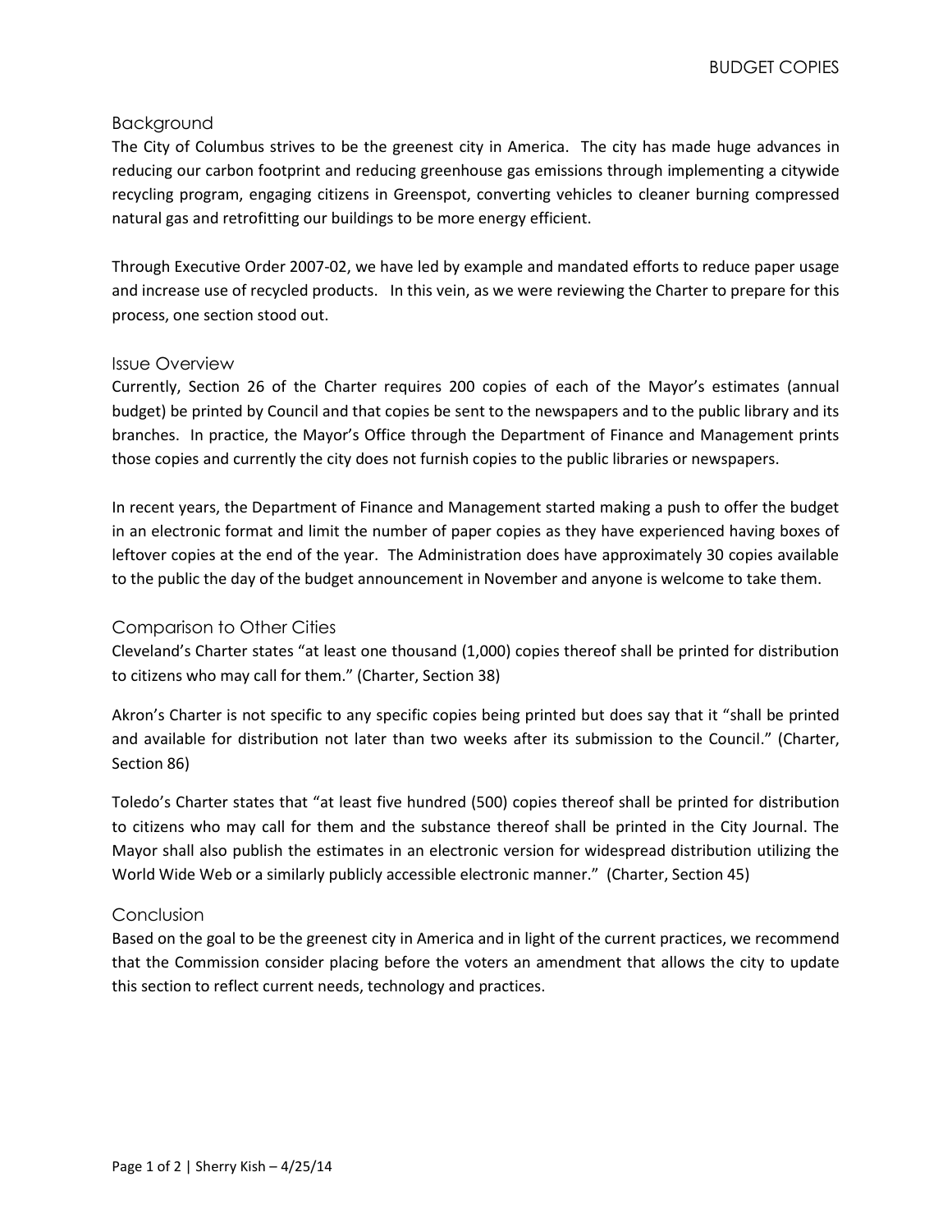# BUDGET COPIES

## Background

The City of Columbus strives to be the greenest city in America. The city has made huge advances in reducing our carbon footprint and reducing greenhouse gas emissions through implementing a citywide recycling program, engaging citizens in Greenspot, converting vehicles to cleaner burning compressed natural gas and retrofitting our buildings to be more energy efficient.

Through Executive Order 2007-02, we have led by example and mandated efforts to reduce paper usage and increase use of recycled products. In this vein, as we were reviewing the Charter to prepare for this process, one section stood out.

## Issue Overview

Currently, Section 26 of the Charter requires 200 copies of each of the Mayor's estimates (annual budget) be printed by Council and that copies be sent to the newspapers and to the public library and its branches. In practice, the Mayor's Office through the Department of Finance and Management prints those copies and currently the city does not furnish copies to the public libraries or newspapers.

In recent years, the Department of Finance and Management started making a push to offer the budget in an electronic format and limit the number of paper copies as they have experienced having boxes of leftover copies at the end of the year. The Administration does have approximately 30 copies available to the public the day of the budget announcement in November and anyone is welcome to take them.

## Comparison to Other Cities

Cleveland's Charter states "at least one thousand (1,000) copies thereof shall be printed for distribution to citizens who may call for them." (Charter, Section 38)

Akron's Charter is not specific to any specific copies being printed but does say that it "shall be printed and available for distribution not later than two weeks after its submission to the Council." (Charter, Section 86)

Toledo's Charter states that "at least five hundred (500) copies thereof shall be printed for distribution to citizens who may call for them and the substance thereof shall be printed in the City Journal. The Mayor shall also publish the estimates in an electronic version for widespread distribution utilizing the World Wide Web or a similarly publicly accessible electronic manner." (Charter, Section 45)

## Conclusion

Based on the goal to be the greenest city in America and in light of the current practices, we recommend that the Commission consider placing before the voters an amendment that allows the city to update this section to reflect current needs, technology and practices.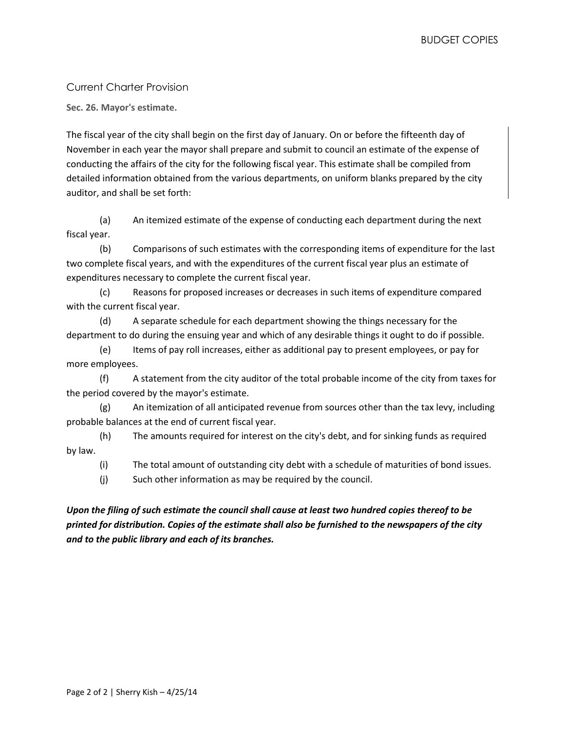## Current Charter Provision

**Sec. 26. Mayor's estimate.**

The fiscal year of the city shall begin on the first day of January. On or before the fifteenth day of November in each year the mayor shall prepare and submit to council an estimate of the expense of conducting the affairs of the city for the following fiscal year. This estimate shall be compiled from detailed information obtained from the various departments, on uniform blanks prepared by the city auditor, and shall be set forth:

(a) An itemized estimate of the expense of conducting each department during the next fiscal year.

(b) Comparisons of such estimates with the corresponding items of expenditure for the last two complete fiscal years, and with the expenditures of the current fiscal year plus an estimate of expenditures necessary to complete the current fiscal year.

(c) Reasons for proposed increases or decreases in such items of expenditure compared with the current fiscal year.

(d) A separate schedule for each department showing the things necessary for the department to do during the ensuing year and which of any desirable things it ought to do if possible.

(e) Items of pay roll increases, either as additional pay to present employees, or pay for more employees.

(f) A statement from the city auditor of the total probable income of the city from taxes for the period covered by the mayor's estimate.

(g) An itemization of all anticipated revenue from sources other than the tax levy, including probable balances at the end of current fiscal year.

(h) The amounts required for interest on the city's debt, and for sinking funds as required by law.

(i) The total amount of outstanding city debt with a schedule of maturities of bond issues.

(j) Such other information as may be required by the council.

***Upon the filing of such estimate the council shall cause at least two hundred copies thereof to be printed for distribution. Copies of the estimate shall also be furnished to the newspapers of the city and to the public library and each of its branches.***